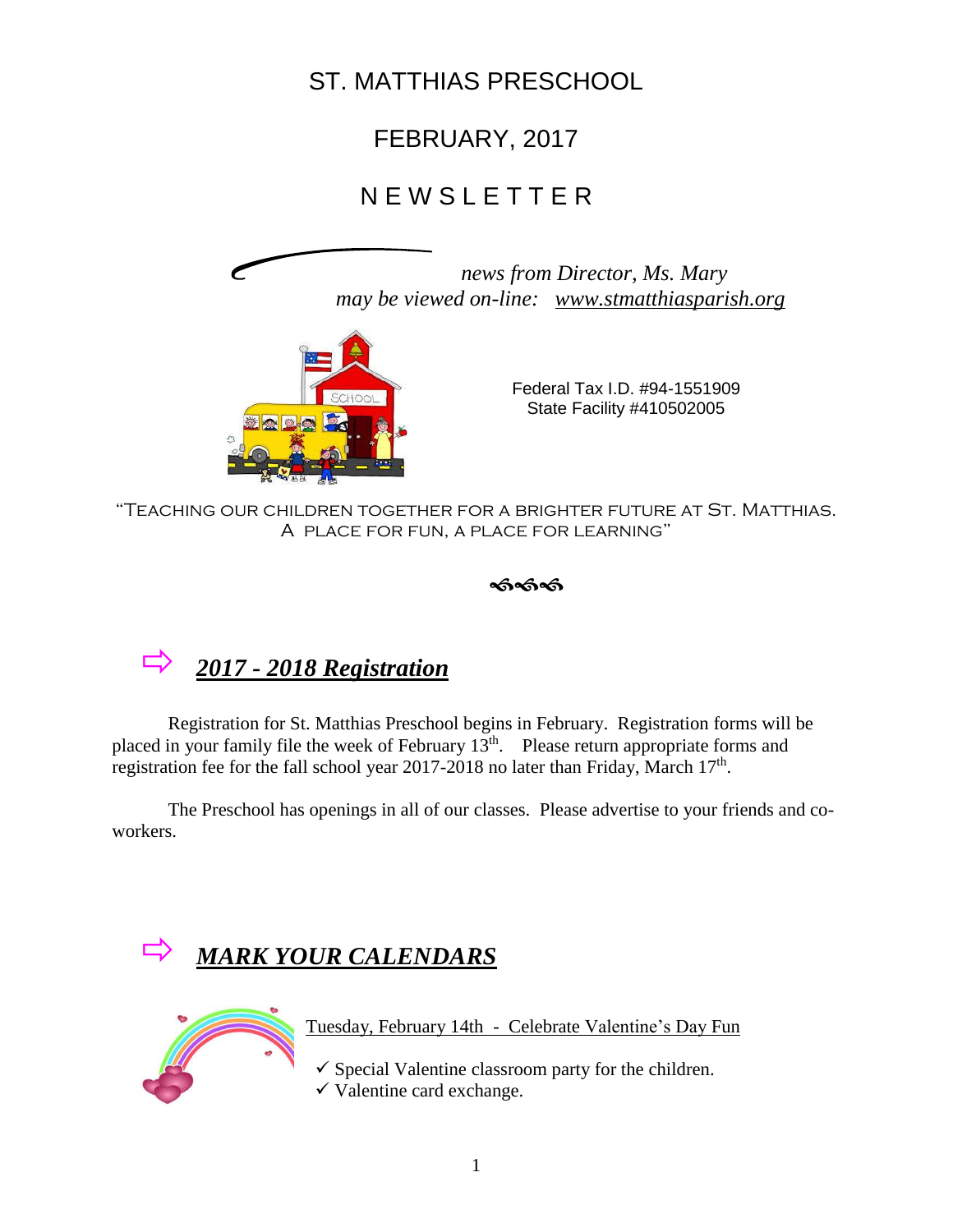# ST. MATTHIAS PRESCHOOL

## FEBRUARY, 2017

## N E W S L E T T E R

*news from Director, Ms. Mary*
*may be viewed on-line: www.stmatthiasparish.org*

Federal Tax I.D. #94-1551909
State Facility #410502005

"TEACHING OUR CHILDREN TOGETHER FOR A BRIGHTER FUTURE AT ST. MATTHIAS.
A PLACE FOR FUN, A PLACE FOR LEARNING"

## ⇨ ***2017 - 2018 Registration***

Registration for St. Matthias Preschool begins in February. Registration forms will be placed in your family file the week of February 13th. Please return appropriate forms and registration fee for the fall school year 2017-2018 no later than Friday, March 17th.

The Preschool has openings in all of our classes. Please advertise to your friends and co-workers.

## ⇨ ***MARK YOUR CALENDARS***

Tuesday, February 14th - Celebrate Valentine's Day Fun

- ✓ Special Valentine classroom party for the children.
- ✓ Valentine card exchange.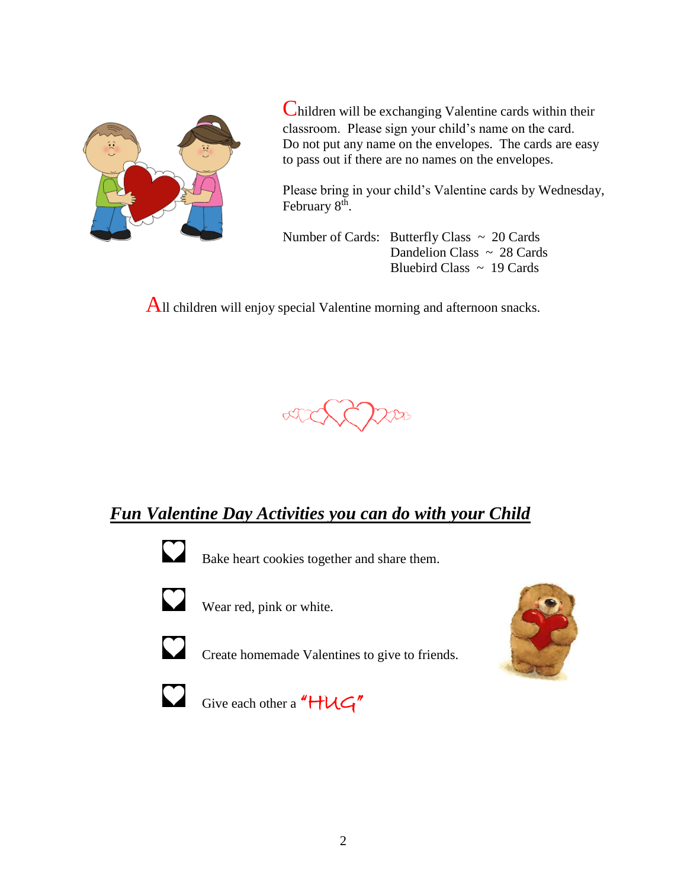Children will be exchanging Valentine cards within their classroom. Please sign your child's name on the card. Do not put any name on the envelopes. The cards are easy to pass out if there are no names on the envelopes.

Please bring in your child's Valentine cards by Wednesday, February 8th.

Number of Cards:
- Butterfly Class ~ 20 Cards
- Dandelion Class ~ 28 Cards
- Bluebird Class ~ 19 Cards

All children will enjoy special Valentine morning and afternoon snacks.

## ***Fun Valentine Day Activities you can do with your Child***

- Bake heart cookies together and share them.
- Wear red, pink or white.
- Create homemade Valentines to give to friends.
- Give each other a "HUG"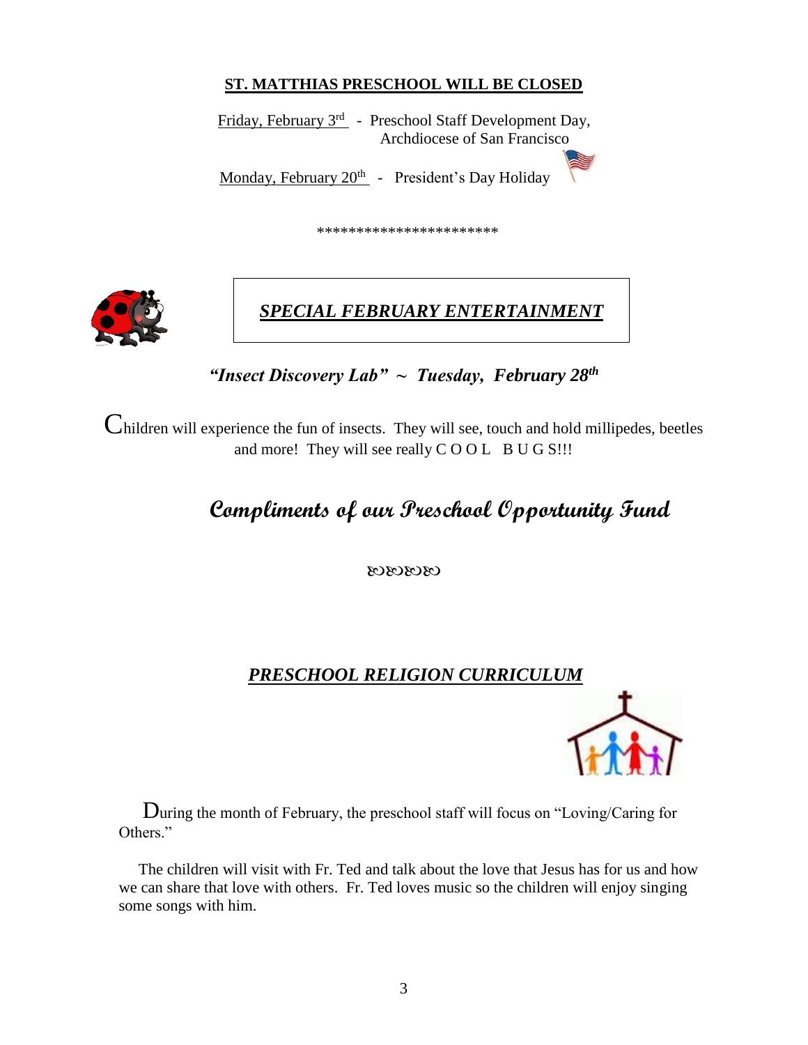## ST. MATTHIAS PRESCHOOL WILL BE CLOSED

Friday, February 3rd - Preschool Staff Development Day, Archdiocese of San Francisco

Monday, February 20th - President's Day Holiday

\*\*\*\*\*\*\*\*\*\*\*\*\*\*\*\*\*\*\*\*\*\*\*

## ***SPECIAL FEBRUARY ENTERTAINMENT***

***"Insect Discovery Lab" ~ Tuesday, February 28th***

Children will experience the fun of insects. They will see, touch and hold millipedes, beetles and more! They will see really C O O L B U G S!!!

## **Compliments of our Preschool Opportunity Fund**

ꙮꙮꙮꙮ

## ***PRESCHOOL RELIGION CURRICULUM***

During the month of February, the preschool staff will focus on "Loving/Caring for Others."

The children will visit with Fr. Ted and talk about the love that Jesus has for us and how we can share that love with others. Fr. Ted loves music so the children will enjoy singing some songs with him.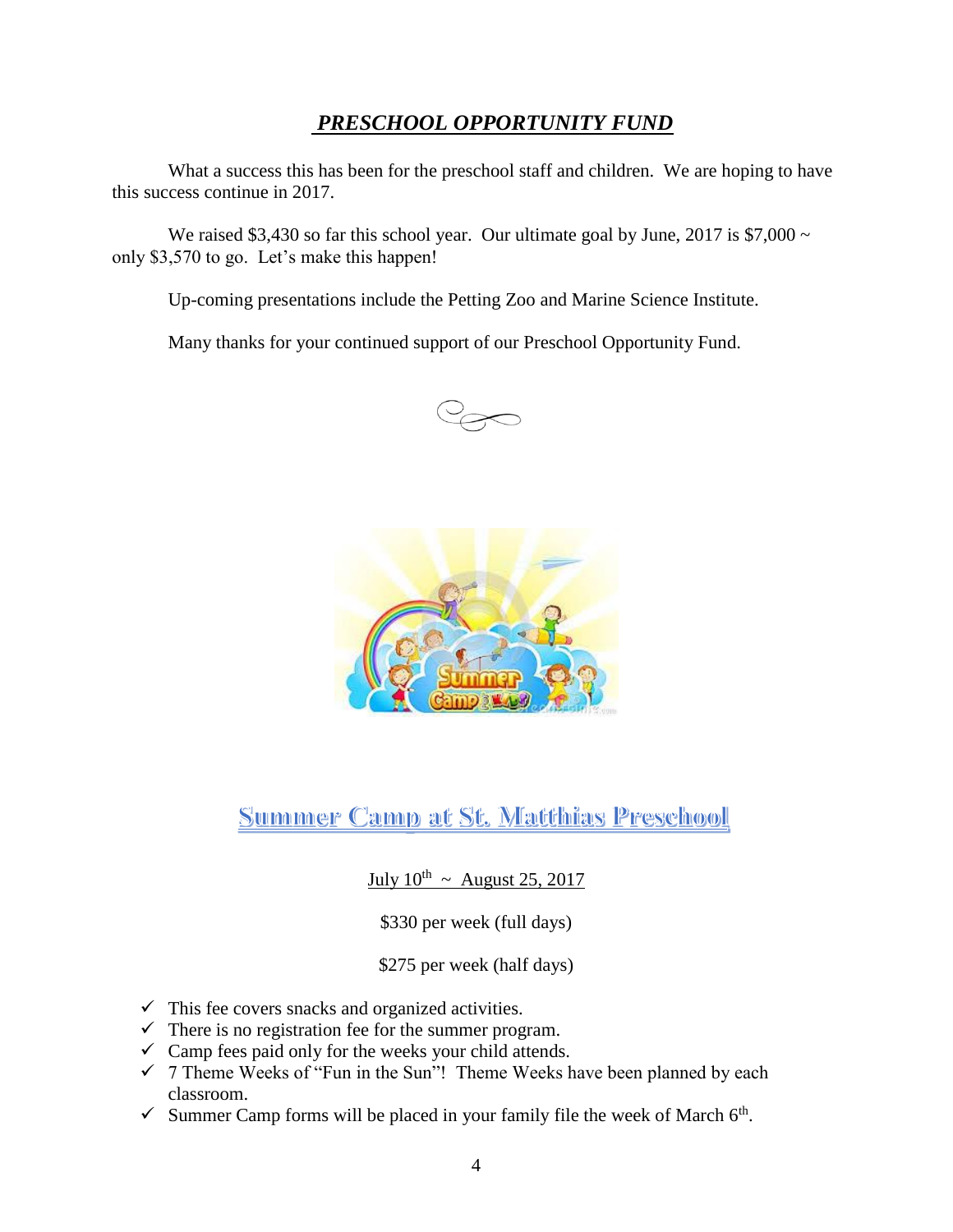## ***PRESCHOOL OPPORTUNITY FUND***

What a success this has been for the preschool staff and children. We are hoping to have this success continue in 2017.

We raised $3,430 so far this school year. Our ultimate goal by June, 2017 is $7,000 ~ only $3,570 to go. Let's make this happen!

Up-coming presentations include the Petting Zoo and Marine Science Institute.

Many thanks for your continued support of our Preschool Opportunity Fund.

## Summer Camp at St. Matthias Preschool

July 10th ~ August 25, 2017

$330 per week (full days)

$275 per week (half days)

- ✓ This fee covers snacks and organized activities.
- ✓ There is no registration fee for the summer program.
- ✓ Camp fees paid only for the weeks your child attends.
- ✓ 7 Theme Weeks of "Fun in the Sun"! Theme Weeks have been planned by each classroom.
- ✓ Summer Camp forms will be placed in your family file the week of March 6th.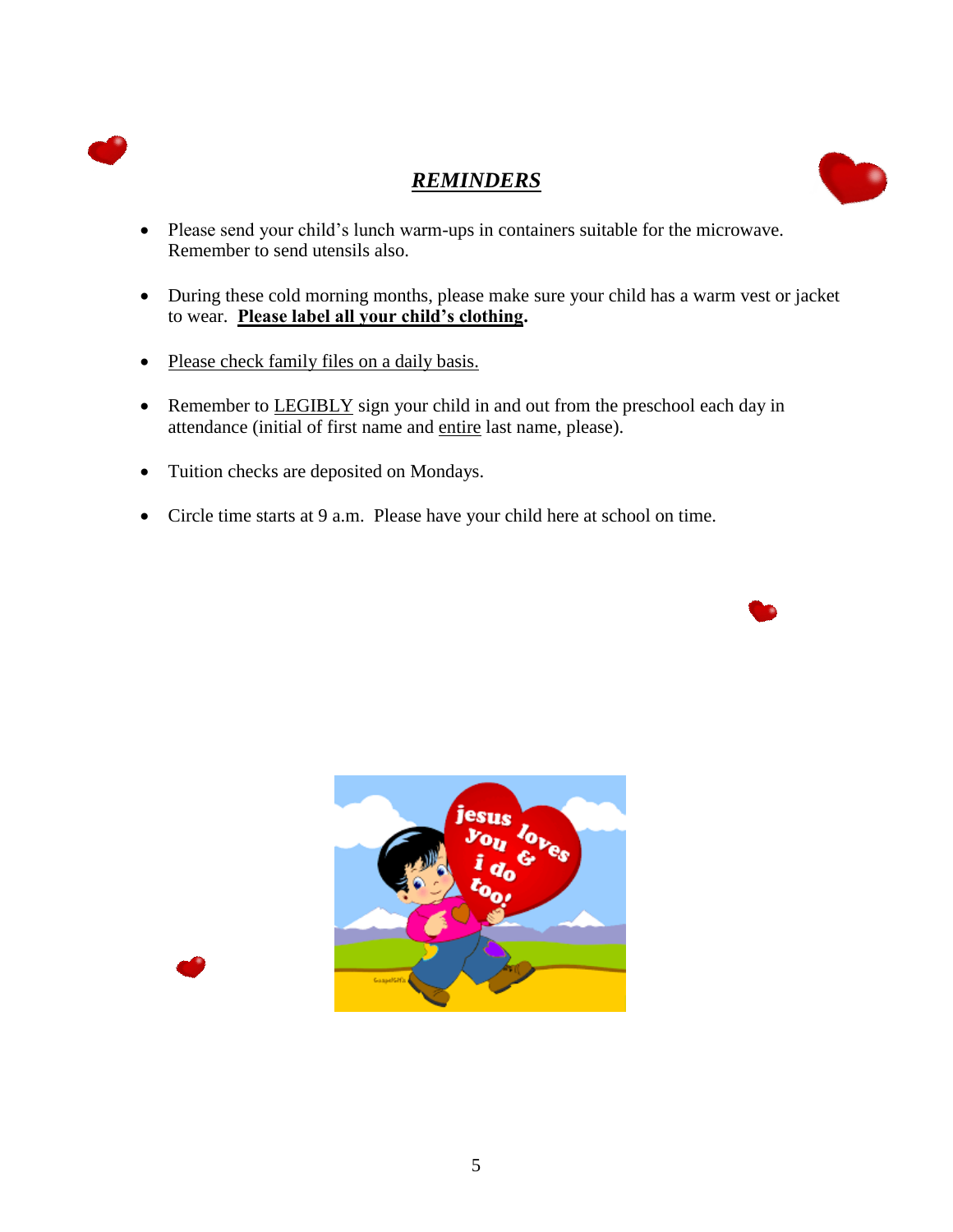# ***REMINDERS***

- Please send your child's lunch warm-ups in containers suitable for the microwave. Remember to send utensils also.
- During these cold morning months, please make sure your child has a warm vest or jacket to wear. **Please label all your child's clothing**.
- Please check family files on a daily basis.
- Remember to LEGIBLY sign your child in and out from the preschool each day in attendance (initial of first name and entire last name, please).
- Tuition checks are deposited on Mondays.
- Circle time starts at 9 a.m. Please have your child here at school on time.